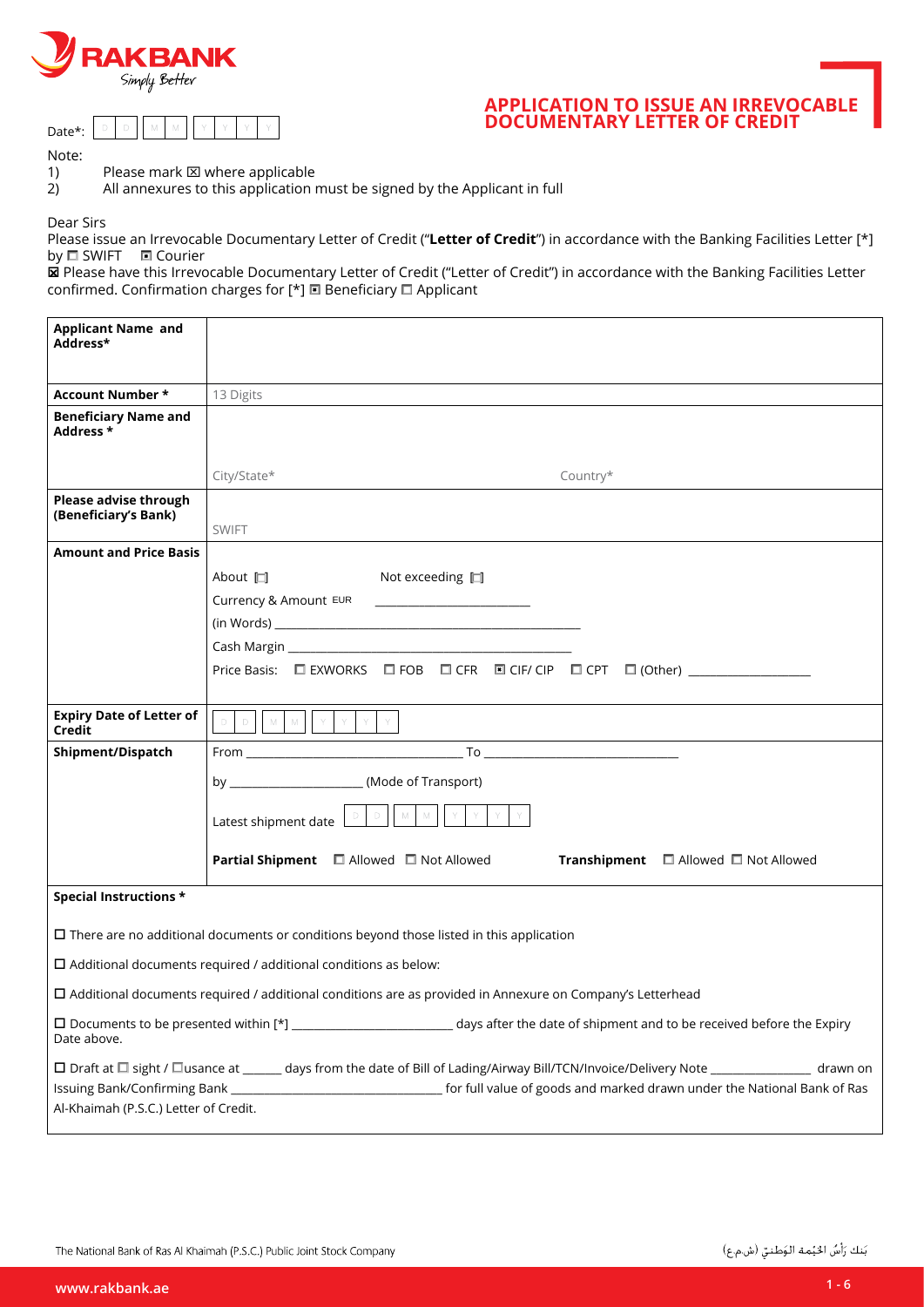RAKBANK
Simply Better

# APPLICATION TO ISSUE AN IRREVOCABLE DOCUMENTARY LETTER OF CREDIT

Date*: D D | M M | Y Y Y Y

Note:
1) Please mark ☒ where applicable
2) All annexures to this application must be signed by the Applicant in full

Dear Sirs

Please issue an Irrevocable Documentary Letter of Credit ("**Letter of Credit**") in accordance with the Banking Facilities Letter [*] by ☐ SWIFT ☐ Courier

☒ Please have this Irrevocable Documentary Letter of Credit ("Letter of Credit") in accordance with the Banking Facilities Letter confirmed. Confirmation charges for [*] ☐ Beneficiary ☐ Applicant

| | |
|---|---|
| **Applicant Name and Address*** | |
| **Account Number *** | 13 Digits |
| **Beneficiary Name and Address *** | City/State* Country* |
| **Please advise through (Beneficiary's Bank)** | SWIFT |
| **Amount and Price Basis** | About ☐ Not exceeding ☐<br>Currency & Amount EUR ______________________<br>(in Words) ______________________<br>Cash Margin ______________________<br>Price Basis: ☐ EXWORKS ☐ FOB ☐ CFR ☐ CIF/ CIP ☐ CPT ☐ (Other) ________________ |
| **Expiry Date of Letter of Credit** | D D \| M M \| Y Y Y Y |
| **Shipment/Dispatch** | From ______________________ To ______________________<br>by ________________ (Mode of Transport)<br>Latest shipment date D D \| M M \| Y Y Y Y<br>**Partial Shipment** ☐ Allowed ☐ Not Allowed **Transhipment** ☐ Allowed ☐ Not Allowed |

**Special Instructions ***

☐ There are no additional documents or conditions beyond those listed in this application

☐ Additional documents required / additional conditions as below:

☐ Additional documents required / additional conditions are as provided in Annexure on Company's Letterhead

☐ Documents to be presented within [*] ______________________ days after the date of shipment and to be received before the Expiry Date above.

☐ Draft at ☐ sight / ☐usance at ______ days from the date of Bill of Lading/Airway Bill/TCN/Invoice/Delivery Note ______________ drawn on Issuing Bank/Confirming Bank ______________________ for full value of goods and marked drawn under the National Bank of Ras Al-Khaimah (P.S.C.) Letter of Credit.

The National Bank of Ras Al Khaimah (P.S.C.) Public Joint Stock Company

بَنك رَأس الخَيْمة الوَطنيّ (ش.م.ع)

www.rakbank.ae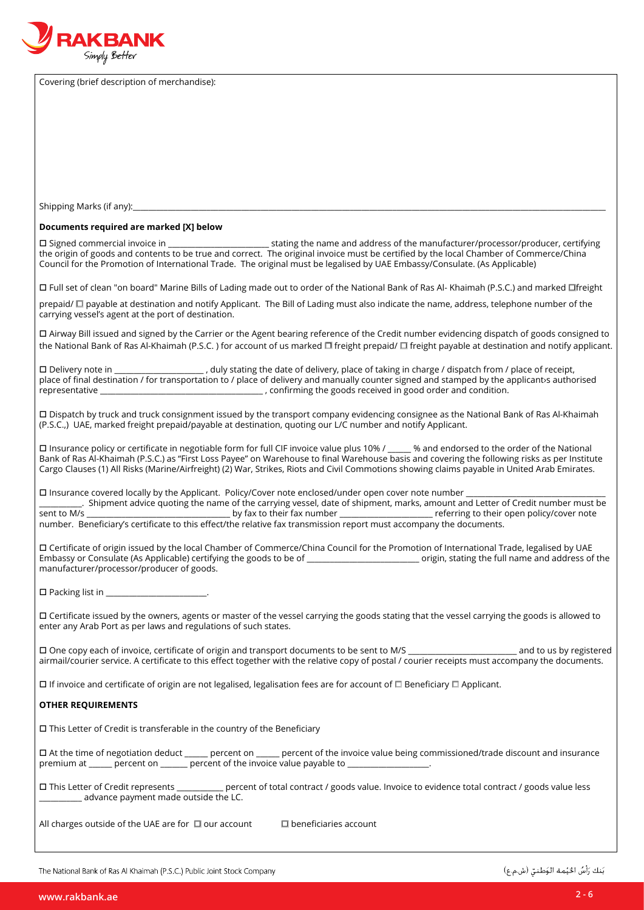Covering (brief description of merchandise):

Shipping Marks (if any):___________________________________________________________________________

**Documents required are marked [X] below**

☐ Signed commercial invoice in ________________________ stating the name and address of the manufacturer/processor/producer, certifying the origin of goods and contents to be true and correct. The original invoice must be certified by the local Chamber of Commerce/China Council for the Promotion of International Trade. The original must be legalised by UAE Embassy/Consulate. (As Applicable)

☐ Full set of clean "on board" Marine Bills of Lading made out to order of the National Bank of Ras Al- Khaimah (P.S.C.) and marked ☐freight prepaid/ ☐ payable at destination and notify Applicant. The Bill of Lading must also indicate the name, address, telephone number of the carrying vessel's agent at the port of destination.

☐ Airway Bill issued and signed by the Carrier or the Agent bearing reference of the Credit number evidencing dispatch of goods consigned to the National Bank of Ras Al-Khaimah (P.S.C. ) for account of us marked ☐ freight prepaid/ ☐ freight payable at destination and notify applicant.

☐ Delivery note in _____________________ , duly stating the date of delivery, place of taking in charge / dispatch from / place of receipt, place of final destination / for transportation to / place of delivery and manually counter signed and stamped by the applicant›s authorised representative _______________________________________ , confirming the goods received in good order and condition.

☐ Dispatch by truck and truck consignment issued by the transport company evidencing consignee as the National Bank of Ras Al-Khaimah (P.S.C.,) UAE, marked freight prepaid/payable at destination, quoting our L/C number and notify Applicant.

☐ Insurance policy or certificate in negotiable form for full CIF invoice value plus 10% / ______ % and endorsed to the order of the National Bank of Ras Al-Khaimah (P.S.C.) as "First Loss Payee" on Warehouse to final Warehouse basis and covering the following risks as per Institute Cargo Clauses (1) All Risks (Marine/Airfreight) (2) War, Strikes, Riots and Civil Commotions showing claims payable in United Arab Emirates.

☐ Insurance covered locally by the Applicant. Policy/Cover note enclosed/under open cover note number _________________________________ __________. Shipment advice quoting the name of the carrying vessel, date of shipment, marks, amount and Letter of Credit number must be sent to M/s __________________________________ by fax to their fax number ______________________ referring to their open policy/cover note number. Beneficiary's certificate to this effect/the relative fax transmission report must accompany the documents.

☐ Certificate of origin issued by the local Chamber of Commerce/China Council for the Promotion of International Trade, legalised by UAE Embassy or Consulate (As Applicable) certifying the goods to be of ___________________________ origin, stating the full name and address of the manufacturer/processor/producer of goods.

☐ Packing list in ________________________.

☐ Certificate issued by the owners, agents or master of the vessel carrying the goods stating that the vessel carrying the goods is allowed to enter any Arab Port as per laws and regulations of such states.

☐ One copy each of invoice, certificate of origin and transport documents to be sent to M/S __________________________ and to us by registered airmail/courier service. A certificate to this effect together with the relative copy of postal / courier receipts must accompany the documents.

☐ If invoice and certificate of origin are not legalised, legalisation fees are for account of ☐ Beneficiary ☐ Applicant.

**OTHER REQUIREMENTS**

☐ This Letter of Credit is transferable in the country of the Beneficiary

☐ At the time of negotiation deduct ______ percent on ______ percent of the invoice value being commissioned/trade discount and insurance premium at ______ percent on _______ percent of the invoice value payable to ___________________.

☐ This Letter of Credit represents ___________ percent of total contract / goods value. Invoice to evidence total contract / goods value less __________ advance payment made outside the LC.

All charges outside of the UAE are for ☐ our account ☐ beneficiaries account

The National Bank of Ras Al Khaimah (P.S.C.) Public Joint Stock Company

بَنك رَأْس الخَيْمة الوَطنيّ (ش.م.ع)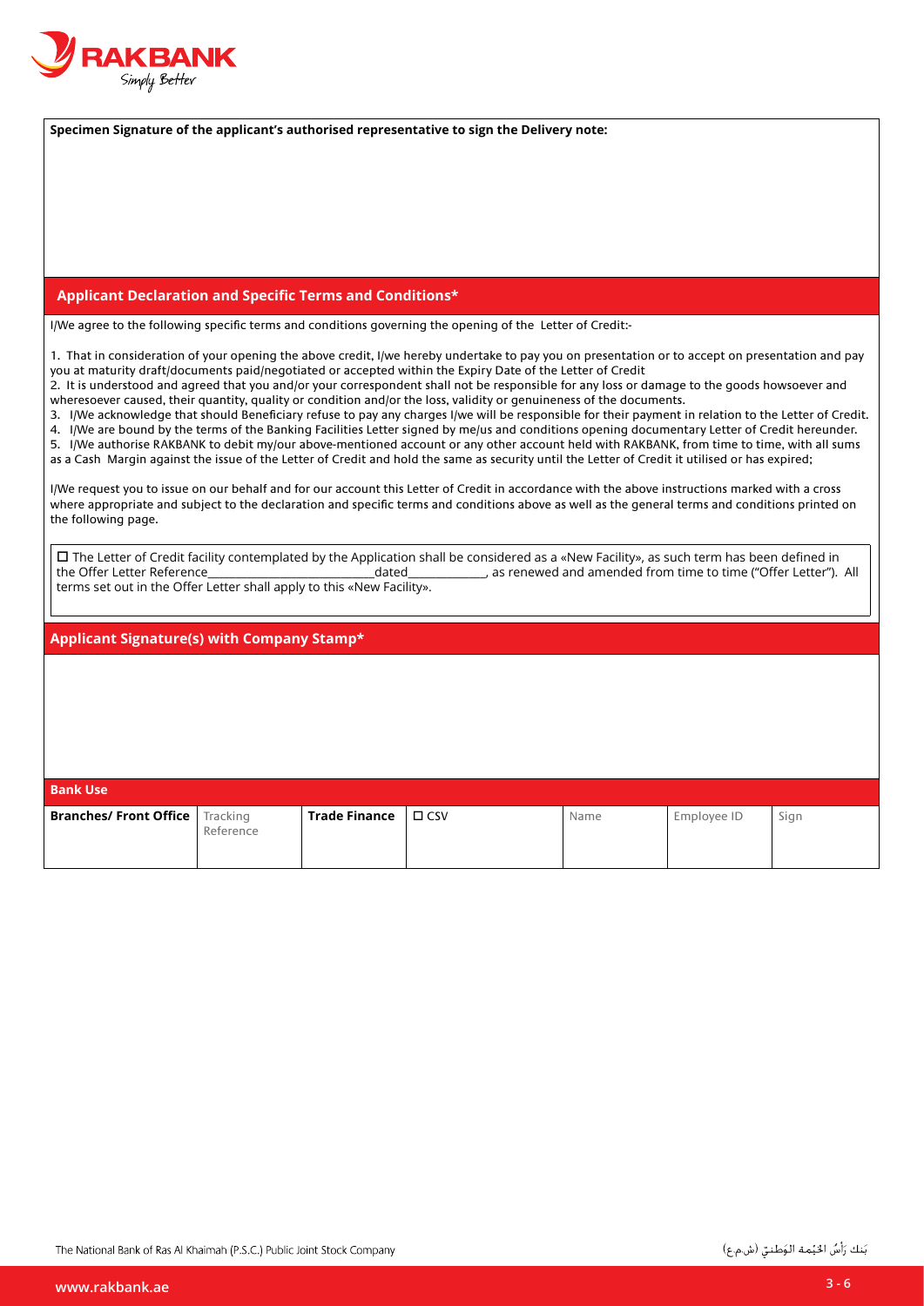**Specimen Signature of the applicant's authorised representative to sign the Delivery note:**

## Applicant Declaration and Specific Terms and Conditions*

I/We agree to the following specific terms and conditions governing the opening of the Letter of Credit:-

1. That in consideration of your opening the above credit, I/we hereby undertake to pay you on presentation or to accept on presentation and pay you at maturity draft/documents paid/negotiated or accepted within the Expiry Date of the Letter of Credit
2. It is understood and agreed that you and/or your correspondent shall not be responsible for any loss or damage to the goods howsoever and wheresoever caused, their quantity, quality or condition and/or the loss, validity or genuineness of the documents.
3. I/We acknowledge that should Beneficiary refuse to pay any charges I/we will be responsible for their payment in relation to the Letter of Credit.
4. I/We are bound by the terms of the Banking Facilities Letter signed by me/us and conditions opening documentary Letter of Credit hereunder.
5. I/We authorise RAKBANK to debit my/our above-mentioned account or any other account held with RAKBANK, from time to time, with all sums as a Cash Margin against the issue of the Letter of Credit and hold the same as security until the Letter of Credit it utilised or has expired;

I/We request you to issue on our behalf and for our account this Letter of Credit in accordance with the above instructions marked with a cross where appropriate and subject to the declaration and specific terms and conditions above as well as the general terms and conditions printed on the following page.

☐ The Letter of Credit facility contemplated by the Application shall be considered as a «New Facility», as such term has been defined in the Offer Letter Reference___________________________dated_____________, as renewed and amended from time to time ("Offer Letter"). All terms set out in the Offer Letter shall apply to this «New Facility».

## Applicant Signature(s) with Company Stamp*

## Bank Use

| **Branches/ Front Office** | Tracking Reference | **Trade Finance** | ☐ CSV | Name | Employee ID | Sign |
|---|---|---|---|---|---|---|
| | | | | | | |

The National Bank of Ras Al Khaimah (P.S.C.) Public Joint Stock Company

بَنك رَأْس الخَيْمة الوَطنيّ (ش.م.ع)

www.rakbank.ae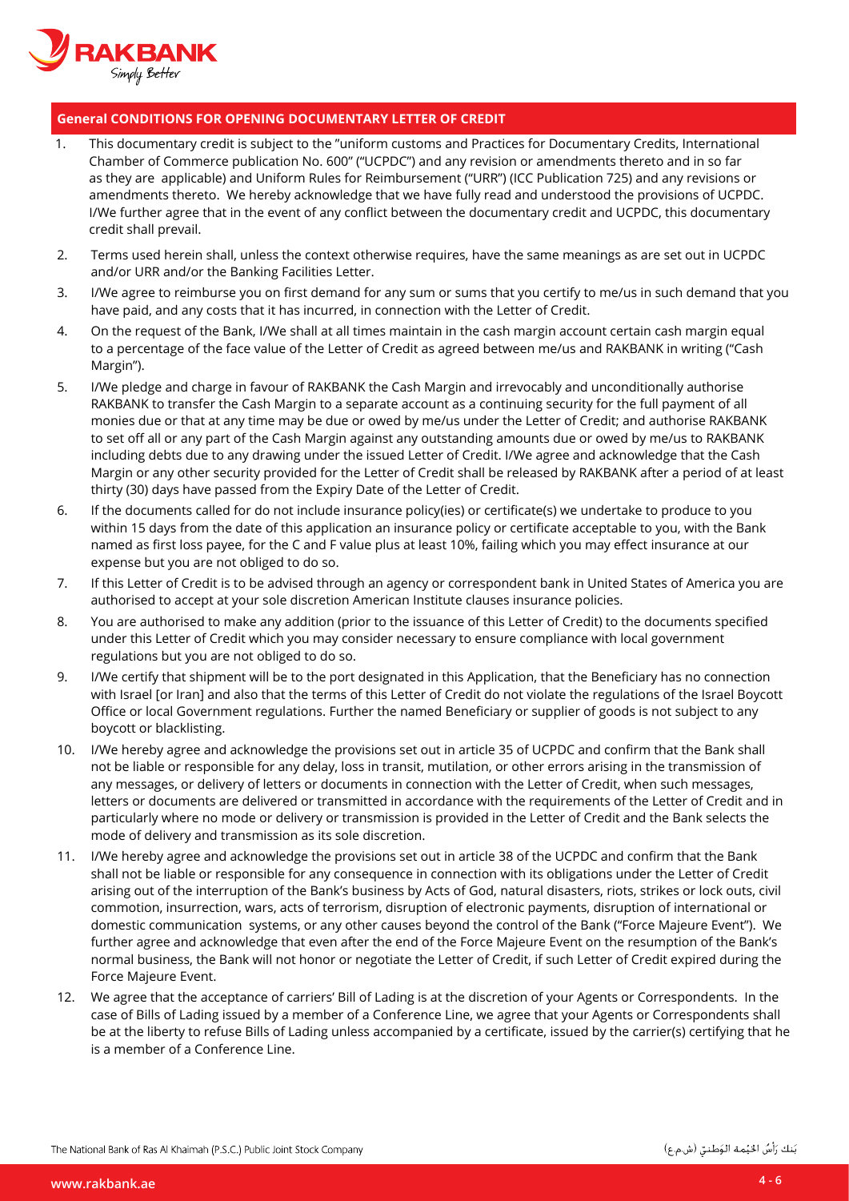## General CONDITIONS FOR OPENING DOCUMENTARY LETTER OF CREDIT

1. This documentary credit is subject to the "uniform customs and Practices for Documentary Credits, International Chamber of Commerce publication No. 600" ("UCPDC") and any revision or amendments thereto and in so far as they are applicable) and Uniform Rules for Reimbursement ("URR") (ICC Publication 725) and any revisions or amendments thereto. We hereby acknowledge that we have fully read and understood the provisions of UCPDC. I/We further agree that in the event of any conflict between the documentary credit and UCPDC, this documentary credit shall prevail.
2. Terms used herein shall, unless the context otherwise requires, have the same meanings as are set out in UCPDC and/or URR and/or the Banking Facilities Letter.
3. I/We agree to reimburse you on first demand for any sum or sums that you certify to me/us in such demand that you have paid, and any costs that it has incurred, in connection with the Letter of Credit.
4. On the request of the Bank, I/We shall at all times maintain in the cash margin account certain cash margin equal to a percentage of the face value of the Letter of Credit as agreed between me/us and RAKBANK in writing ("Cash Margin").
5. I/We pledge and charge in favour of RAKBANK the Cash Margin and irrevocably and unconditionally authorise RAKBANK to transfer the Cash Margin to a separate account as a continuing security for the full payment of all monies due or that at any time may be due or owed by me/us under the Letter of Credit; and authorise RAKBANK to set off all or any part of the Cash Margin against any outstanding amounts due or owed by me/us to RAKBANK including debts due to any drawing under the issued Letter of Credit. I/We agree and acknowledge that the Cash Margin or any other security provided for the Letter of Credit shall be released by RAKBANK after a period of at least thirty (30) days have passed from the Expiry Date of the Letter of Credit.
6. If the documents called for do not include insurance policy(ies) or certificate(s) we undertake to produce to you within 15 days from the date of this application an insurance policy or certificate acceptable to you, with the Bank named as first loss payee, for the C and F value plus at least 10%, failing which you may effect insurance at our expense but you are not obliged to do so.
7. If this Letter of Credit is to be advised through an agency or correspondent bank in United States of America you are authorised to accept at your sole discretion American Institute clauses insurance policies.
8. You are authorised to make any addition (prior to the issuance of this Letter of Credit) to the documents specified under this Letter of Credit which you may consider necessary to ensure compliance with local government regulations but you are not obliged to do so.
9. I/We certify that shipment will be to the port designated in this Application, that the Beneficiary has no connection with Israel [or Iran] and also that the terms of this Letter of Credit do not violate the regulations of the Israel Boycott Office or local Government regulations. Further the named Beneficiary or supplier of goods is not subject to any boycott or blacklisting.
10. I/We hereby agree and acknowledge the provisions set out in article 35 of UCPDC and confirm that the Bank shall not be liable or responsible for any delay, loss in transit, mutilation, or other errors arising in the transmission of any messages, or delivery of letters or documents in connection with the Letter of Credit, when such messages, letters or documents are delivered or transmitted in accordance with the requirements of the Letter of Credit and in particularly where no mode or delivery or transmission is provided in the Letter of Credit and the Bank selects the mode of delivery and transmission as its sole discretion.
11. I/We hereby agree and acknowledge the provisions set out in article 38 of the UCPDC and confirm that the Bank shall not be liable or responsible for any consequence in connection with its obligations under the Letter of Credit arising out of the interruption of the Bank's business by Acts of God, natural disasters, riots, strikes or lock outs, civil commotion, insurrection, wars, acts of terrorism, disruption of electronic payments, disruption of international or domestic communication systems, or any other causes beyond the control of the Bank ("Force Majeure Event"). We further agree and acknowledge that even after the end of the Force Majeure Event on the resumption of the Bank's normal business, the Bank will not honor or negotiate the Letter of Credit, if such Letter of Credit expired during the Force Majeure Event.
12. We agree that the acceptance of carriers' Bill of Lading is at the discretion of your Agents or Correspondents. In the case of Bills of Lading issued by a member of a Conference Line, we agree that your Agents or Correspondents shall be at the liberty to refuse Bills of Lading unless accompanied by a certificate, issued by the carrier(s) certifying that he is a member of a Conference Line.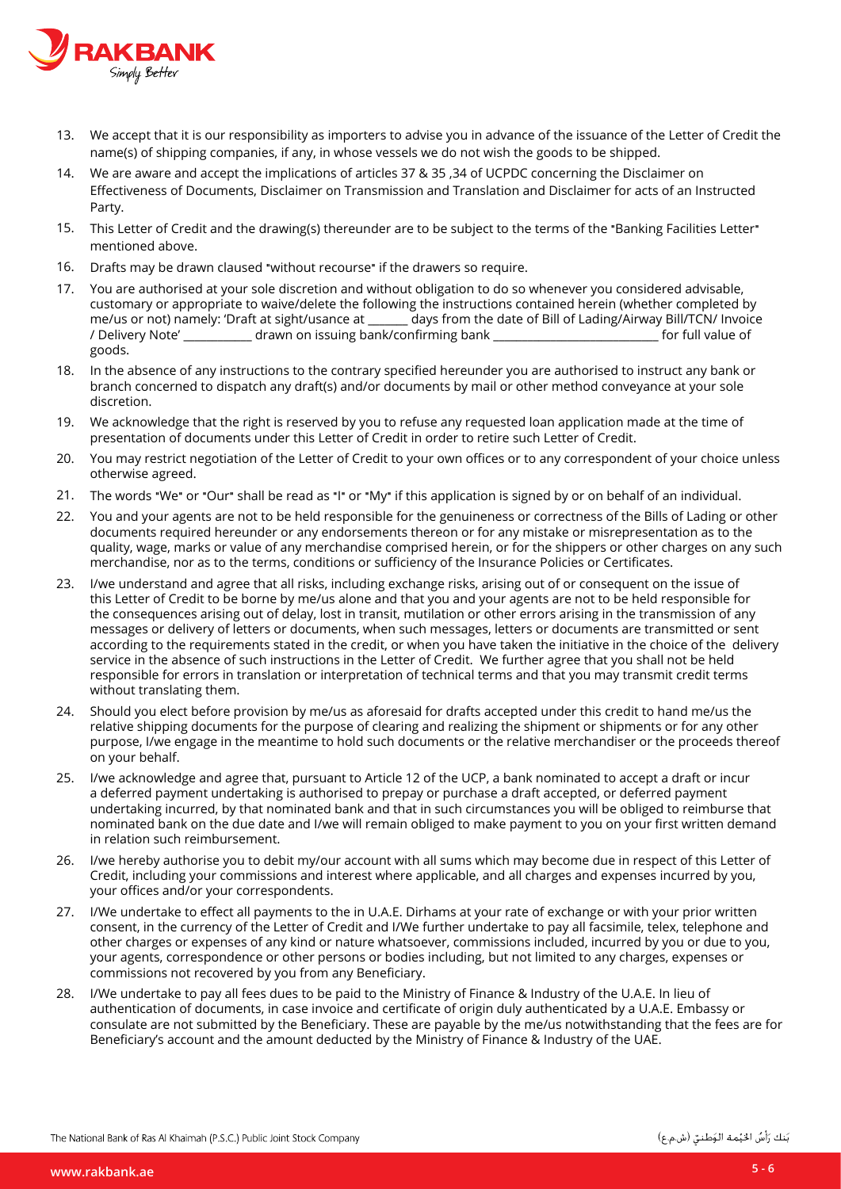13. We accept that it is our responsibility as importers to advise you in advance of the issuance of the Letter of Credit the name(s) of shipping companies, if any, in whose vessels we do not wish the goods to be shipped.
14. We are aware and accept the implications of articles 37 & 35 ,34 of UCPDC concerning the Disclaimer on Effectiveness of Documents, Disclaimer on Transmission and Translation and Disclaimer for acts of an Instructed Party.
15. This Letter of Credit and the drawing(s) thereunder are to be subject to the terms of the "Banking Facilities Letter" mentioned above.
16. Drafts may be drawn claused "without recourse" if the drawers so require.
17. You are authorised at your sole discretion and without obligation to do so whenever you considered advisable, customary or appropriate to waive/delete the following the instructions contained herein (whether completed by me/us or not) namely: 'Draft at sight/usance at _______ days from the date of Bill of Lading/Airway Bill/TCN/ Invoice / Delivery Note' ____________ drawn on issuing bank/confirming bank ___________________________ for full value of goods.
18. In the absence of any instructions to the contrary specified hereunder you are authorised to instruct any bank or branch concerned to dispatch any draft(s) and/or documents by mail or other method conveyance at your sole discretion.
19. We acknowledge that the right is reserved by you to refuse any requested loan application made at the time of presentation of documents under this Letter of Credit in order to retire such Letter of Credit.
20. You may restrict negotiation of the Letter of Credit to your own offices or to any correspondent of your choice unless otherwise agreed.
21. The words "We" or "Our" shall be read as "I" or "My" if this application is signed by or on behalf of an individual.
22. You and your agents are not to be held responsible for the genuineness or correctness of the Bills of Lading or other documents required hereunder or any endorsements thereon or for any mistake or misrepresentation as to the quality, wage, marks or value of any merchandise comprised herein, or for the shippers or other charges on any such merchandise, nor as to the terms, conditions or sufficiency of the Insurance Policies or Certificates.
23. I/we understand and agree that all risks, including exchange risks, arising out of or consequent on the issue of this Letter of Credit to be borne by me/us alone and that you and your agents are not to be held responsible for the consequences arising out of delay, lost in transit, mutilation or other errors arising in the transmission of any messages or delivery of letters or documents, when such messages, letters or documents are transmitted or sent according to the requirements stated in the credit, or when you have taken the initiative in the choice of the delivery service in the absence of such instructions in the Letter of Credit. We further agree that you shall not be held responsible for errors in translation or interpretation of technical terms and that you may transmit credit terms without translating them.
24. Should you elect before provision by me/us as aforesaid for drafts accepted under this credit to hand me/us the relative shipping documents for the purpose of clearing and realizing the shipment or shipments or for any other purpose, I/we engage in the meantime to hold such documents or the relative merchandiser or the proceeds thereof on your behalf.
25. I/we acknowledge and agree that, pursuant to Article 12 of the UCP, a bank nominated to accept a draft or incur a deferred payment undertaking is authorised to prepay or purchase a draft accepted, or deferred payment undertaking incurred, by that nominated bank and that in such circumstances you will be obliged to reimburse that nominated bank on the due date and I/we will remain obliged to make payment to you on your first written demand in relation such reimbursement.
26. I/we hereby authorise you to debit my/our account with all sums which may become due in respect of this Letter of Credit, including your commissions and interest where applicable, and all charges and expenses incurred by you, your offices and/or your correspondents.
27. I/We undertake to effect all payments to the in U.A.E. Dirhams at your rate of exchange or with your prior written consent, in the currency of the Letter of Credit and I/We further undertake to pay all facsimile, telex, telephone and other charges or expenses of any kind or nature whatsoever, commissions included, incurred by you or due to you, your agents, correspondence or other persons or bodies including, but not limited to any charges, expenses or commissions not recovered by you from any Beneficiary.
28. I/We undertake to pay all fees dues to be paid to the Ministry of Finance & Industry of the U.A.E. In lieu of authentication of documents, in case invoice and certificate of origin duly authenticated by a U.A.E. Embassy or consulate are not submitted by the Beneficiary. These are payable by the me/us notwithstanding that the fees are for Beneficiary's account and the amount deducted by the Ministry of Finance & Industry of the UAE.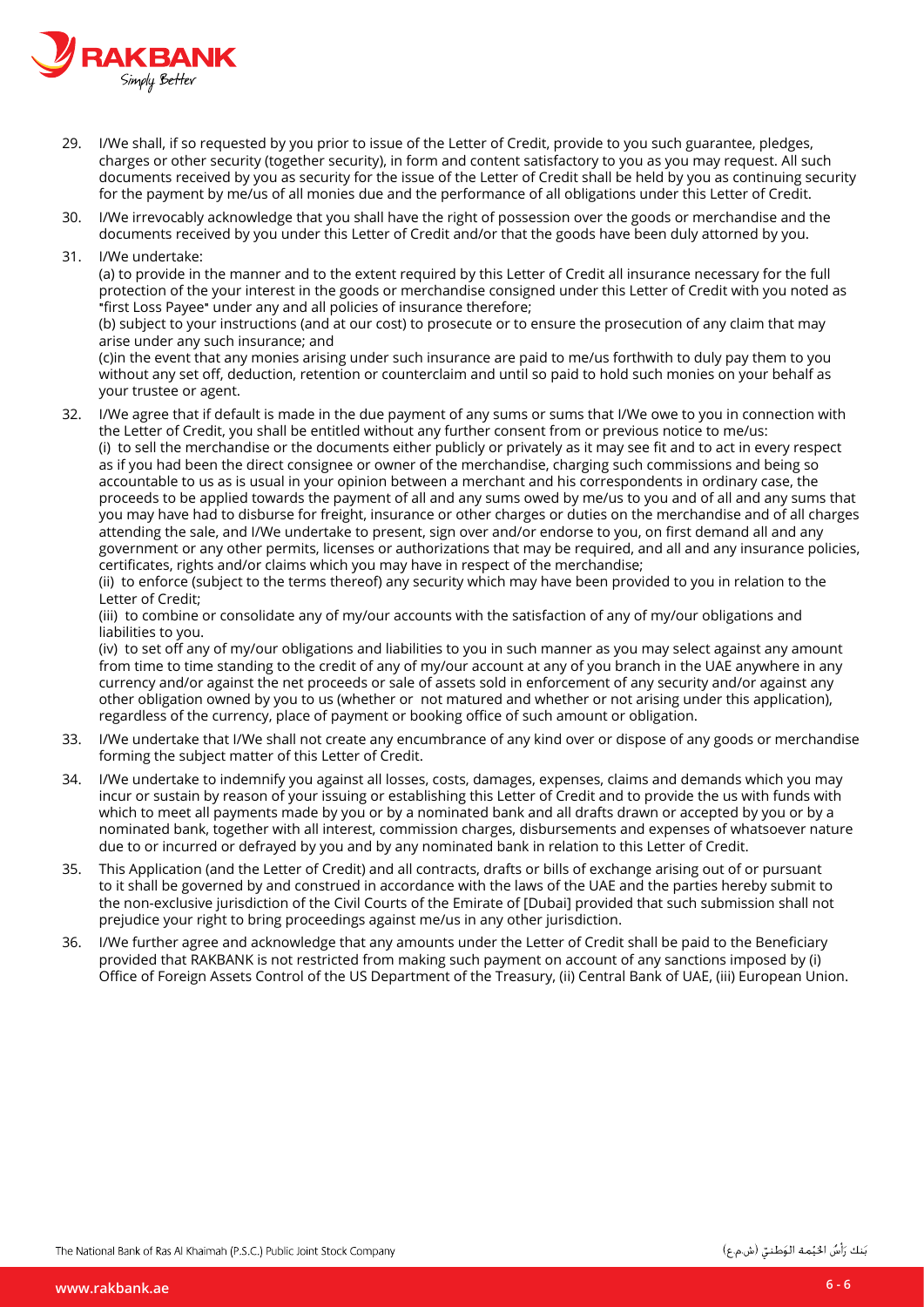29. I/We shall, if so requested by you prior to issue of the Letter of Credit, provide to you such guarantee, pledges, charges or other security (together security), in form and content satisfactory to you as you may request. All such documents received by you as security for the issue of the Letter of Credit shall be held by you as continuing security for the payment by me/us of all monies due and the performance of all obligations under this Letter of Credit.

30. I/We irrevocably acknowledge that you shall have the right of possession over the goods or merchandise and the documents received by you under this Letter of Credit and/or that the goods have been duly attorned by you.

31. I/We undertake:
(a) to provide in the manner and to the extent required by this Letter of Credit all insurance necessary for the full protection of the your interest in the goods or merchandise consigned under this Letter of Credit with you noted as "first Loss Payee" under any and all policies of insurance therefore;
(b) subject to your instructions (and at our cost) to prosecute or to ensure the prosecution of any claim that may arise under any such insurance; and
(c)in the event that any monies arising under such insurance are paid to me/us forthwith to duly pay them to you without any set off, deduction, retention or counterclaim and until so paid to hold such monies on your behalf as your trustee or agent.

32. I/We agree that if default is made in the due payment of any sums or sums that I/We owe to you in connection with the Letter of Credit, you shall be entitled without any further consent from or previous notice to me/us:
(i) to sell the merchandise or the documents either publicly or privately as it may see fit and to act in every respect as if you had been the direct consignee or owner of the merchandise, charging such commissions and being so accountable to us as is usual in your opinion between a merchant and his correspondents in ordinary case, the proceeds to be applied towards the payment of all and any sums owed by me/us to you and of all and any sums that you may have had to disburse for freight, insurance or other charges or duties on the merchandise and of all charges attending the sale, and I/We undertake to present, sign over and/or endorse to you, on first demand all and any government or any other permits, licenses or authorizations that may be required, and all and any insurance policies, certificates, rights and/or claims which you may have in respect of the merchandise;
(ii) to enforce (subject to the terms thereof) any security which may have been provided to you in relation to the Letter of Credit;
(iii) to combine or consolidate any of my/our accounts with the satisfaction of any of my/our obligations and liabilities to you.
(iv) to set off any of my/our obligations and liabilities to you in such manner as you may select against any amount from time to time standing to the credit of any of my/our account at any of you branch in the UAE anywhere in any currency and/or against the net proceeds or sale of assets sold in enforcement of any security and/or against any other obligation owned by you to us (whether or not matured and whether or not arising under this application), regardless of the currency, place of payment or booking office of such amount or obligation.

33. I/We undertake that I/We shall not create any encumbrance of any kind over or dispose of any goods or merchandise forming the subject matter of this Letter of Credit.

34. I/We undertake to indemnify you against all losses, costs, damages, expenses, claims and demands which you may incur or sustain by reason of your issuing or establishing this Letter of Credit and to provide the us with funds with which to meet all payments made by you or by a nominated bank and all drafts drawn or accepted by you or by a nominated bank, together with all interest, commission charges, disbursements and expenses of whatsoever nature due to or incurred or defrayed by you and by any nominated bank in relation to this Letter of Credit.

35. This Application (and the Letter of Credit) and all contracts, drafts or bills of exchange arising out of or pursuant to it shall be governed by and construed in accordance with the laws of the UAE and the parties hereby submit to the non-exclusive jurisdiction of the Civil Courts of the Emirate of [Dubai] provided that such submission shall not prejudice your right to bring proceedings against me/us in any other jurisdiction.

36. I/We further agree and acknowledge that any amounts under the Letter of Credit shall be paid to the Beneficiary provided that RAKBANK is not restricted from making such payment on account of any sanctions imposed by (i) Office of Foreign Assets Control of the US Department of the Treasury, (ii) Central Bank of UAE, (iii) European Union.